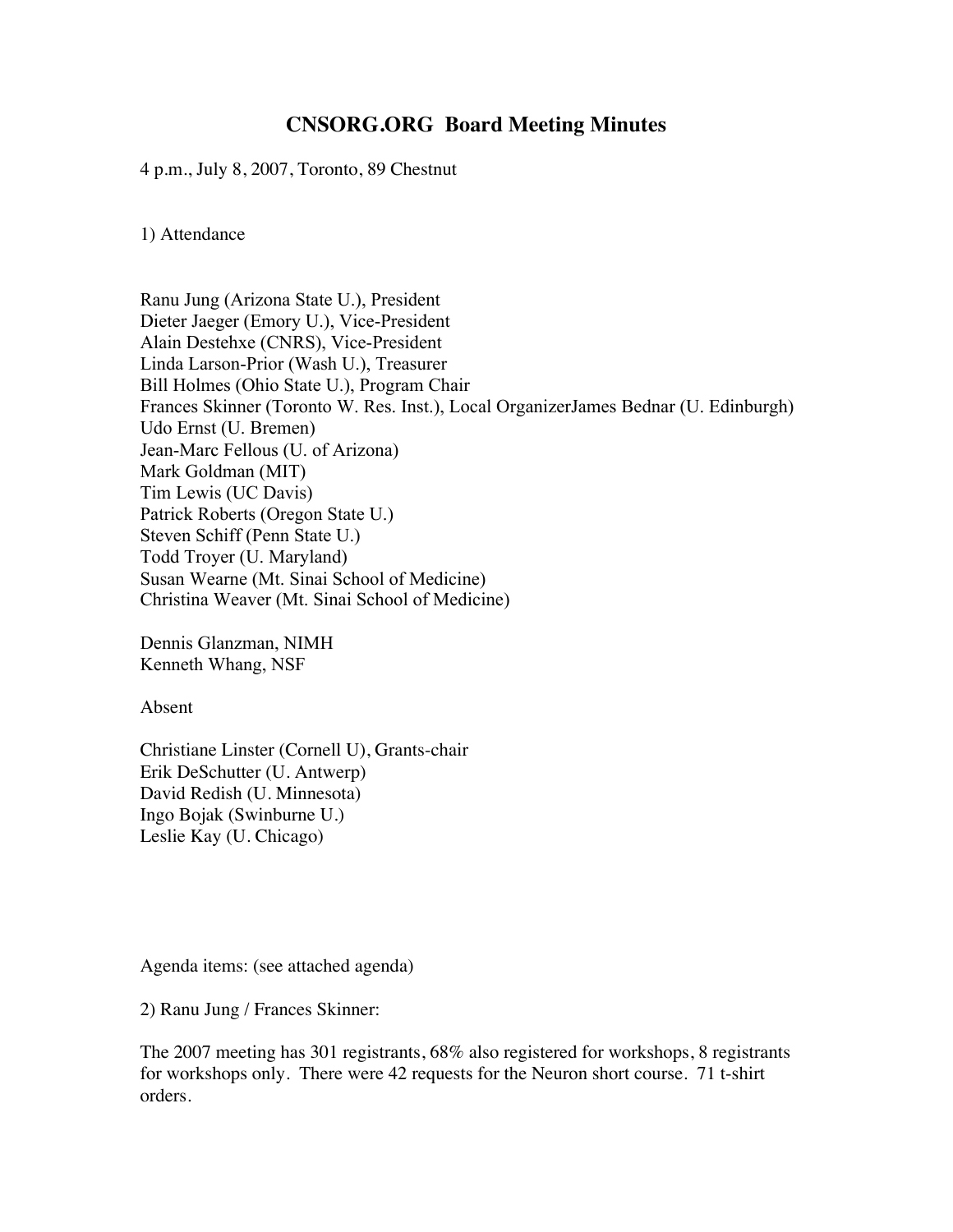# CNSORG.ORG Board Meeting Minutes

4 p.m., July 8, 2007, Toronto, 89 Chestnut

1) Attendance

Ranu Jung (Arizona State U.), President
Dieter Jaeger (Emory U.), Vice-President
Alain Destehxe (CNRS), Vice-President
Linda Larson-Prior (Wash U.), Treasurer
Bill Holmes (Ohio State U.), Program Chair
Frances Skinner (Toronto W. Res. Inst.), Local OrganizerJames Bednar (U. Edinburgh)
Udo Ernst (U. Bremen)
Jean-Marc Fellous (U. of Arizona)
Mark Goldman (MIT)
Tim Lewis (UC Davis)
Patrick Roberts (Oregon State U.)
Steven Schiff (Penn State U.)
Todd Troyer (U. Maryland)
Susan Wearne (Mt. Sinai School of Medicine)
Christina Weaver (Mt. Sinai School of Medicine)

Dennis Glanzman, NIMH
Kenneth Whang, NSF

Absent

Christiane Linster (Cornell U), Grants-chair
Erik DeSchutter (U. Antwerp)
David Redish (U. Minnesota)
Ingo Bojak (Swinburne U.)
Leslie Kay (U. Chicago)

Agenda items: (see attached agenda)

2) Ranu Jung / Frances Skinner:

The 2007 meeting has 301 registrants, 68% also registered for workshops, 8 registrants for workshops only. There were 42 requests for the Neuron short course. 71 t-shirt orders.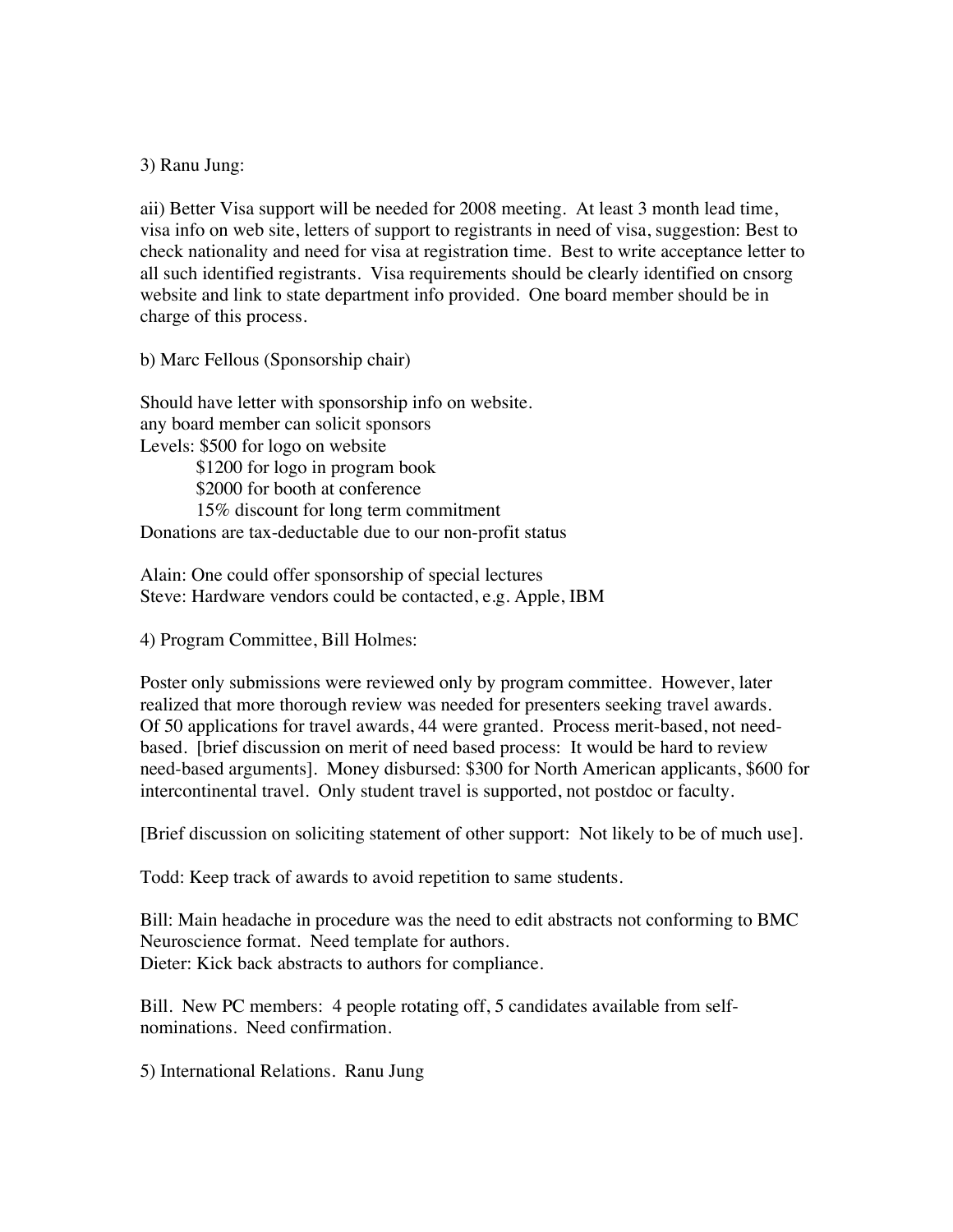3) Ranu Jung:

aii) Better Visa support will be needed for 2008 meeting. At least 3 month lead time, visa info on web site, letters of support to registrants in need of visa, suggestion: Best to check nationality and need for visa at registration time. Best to write acceptance letter to all such identified registrants. Visa requirements should be clearly identified on cnsorg website and link to state department info provided. One board member should be in charge of this process.

b) Marc Fellous (Sponsorship chair)

Should have letter with sponsorship info on website.
any board member can solicit sponsors
Levels: $500 for logo on website
$1200 for logo in program book
$2000 for booth at conference
15% discount for long term commitment
Donations are tax-deductable due to our non-profit status

Alain: One could offer sponsorship of special lectures
Steve: Hardware vendors could be contacted, e.g. Apple, IBM

4) Program Committee, Bill Holmes:

Poster only submissions were reviewed only by program committee. However, later realized that more thorough review was needed for presenters seeking travel awards. Of 50 applications for travel awards, 44 were granted. Process merit-based, not need-based. [brief discussion on merit of need based process: It would be hard to review need-based arguments]. Money disbursed: $300 for North American applicants, $600 for intercontinental travel. Only student travel is supported, not postdoc or faculty.

[Brief discussion on soliciting statement of other support: Not likely to be of much use].

Todd: Keep track of awards to avoid repetition to same students.

Bill: Main headache in procedure was the need to edit abstracts not conforming to BMC Neuroscience format. Need template for authors.
Dieter: Kick back abstracts to authors for compliance.

Bill. New PC members: 4 people rotating off, 5 candidates available from self-nominations. Need confirmation.

5) International Relations. Ranu Jung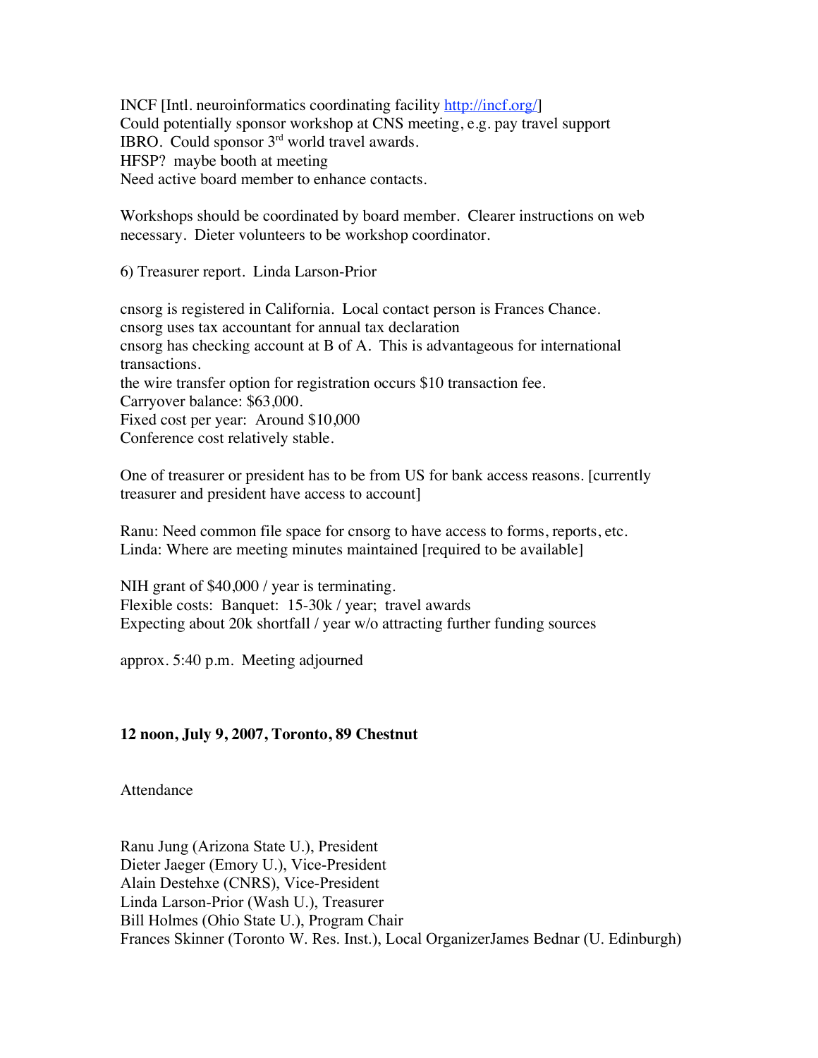INCF [Intl. neuroinformatics coordinating facility http://incf.org/]
Could potentially sponsor workshop at CNS meeting, e.g. pay travel support
IBRO. Could sponsor 3rd world travel awards.
HFSP? maybe booth at meeting
Need active board member to enhance contacts.

Workshops should be coordinated by board member. Clearer instructions on web necessary. Dieter volunteers to be workshop coordinator.

6) Treasurer report. Linda Larson-Prior

cnsorg is registered in California. Local contact person is Frances Chance.
cnsorg uses tax accountant for annual tax declaration
cnsorg has checking account at B of A. This is advantageous for international transactions.
the wire transfer option for registration occurs $10 transaction fee.
Carryover balance: $63,000.
Fixed cost per year: Around $10,000
Conference cost relatively stable.

One of treasurer or president has to be from US for bank access reasons. [currently treasurer and president have access to account]

Ranu: Need common file space for cnsorg to have access to forms, reports, etc.
Linda: Where are meeting minutes maintained [required to be available]

NIH grant of $40,000 / year is terminating.
Flexible costs: Banquet: 15-30k / year; travel awards
Expecting about 20k shortfall / year w/o attracting further funding sources

approx. 5:40 p.m. Meeting adjourned

**12 noon, July 9, 2007, Toronto, 89 Chestnut**

Attendance

Ranu Jung (Arizona State U.), President
Dieter Jaeger (Emory U.), Vice-President
Alain Destehxe (CNRS), Vice-President
Linda Larson-Prior (Wash U.), Treasurer
Bill Holmes (Ohio State U.), Program Chair
Frances Skinner (Toronto W. Res. Inst.), Local OrganizerJames Bednar (U. Edinburgh)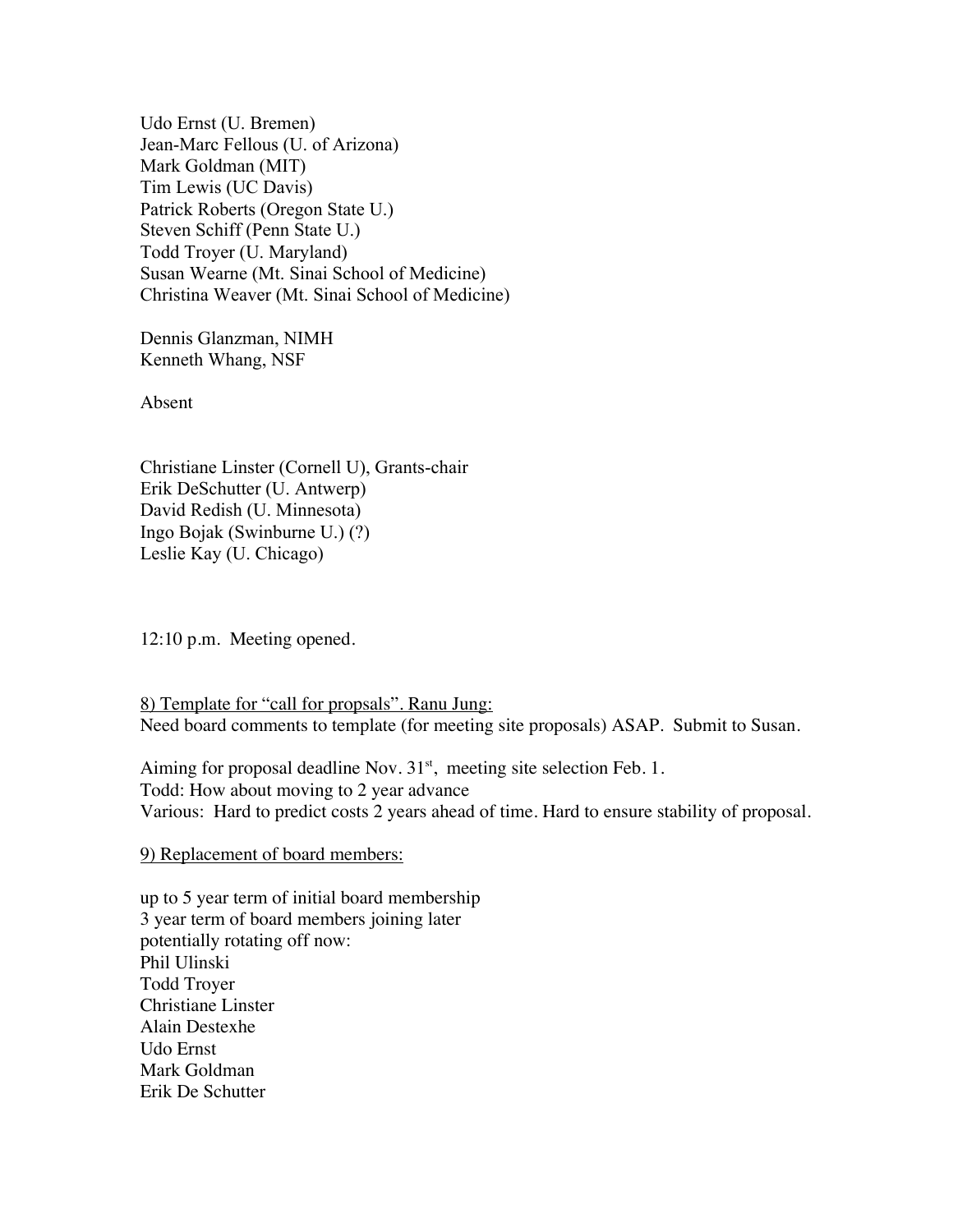Udo Ernst (U. Bremen)
Jean-Marc Fellous (U. of Arizona)
Mark Goldman (MIT)
Tim Lewis (UC Davis)
Patrick Roberts (Oregon State U.)
Steven Schiff (Penn State U.)
Todd Troyer (U. Maryland)
Susan Wearne (Mt. Sinai School of Medicine)
Christina Weaver (Mt. Sinai School of Medicine)

Dennis Glanzman, NIMH
Kenneth Whang, NSF

Absent

Christiane Linster (Cornell U), Grants-chair
Erik DeSchutter (U. Antwerp)
David Redish (U. Minnesota)
Ingo Bojak (Swinburne U.) (?)
Leslie Kay (U. Chicago)

12:10 p.m. Meeting opened.

<u>8) Template for "call for propsals". Ranu Jung:</u>
Need board comments to template (for meeting site proposals) ASAP. Submit to Susan.

Aiming for proposal deadline Nov. 31st, meeting site selection Feb. 1.
Todd: How about moving to 2 year advance
Various: Hard to predict costs 2 years ahead of time. Hard to ensure stability of proposal.

<u>9) Replacement of board members:</u>

up to 5 year term of initial board membership
3 year term of board members joining later
potentially rotating off now:
Phil Ulinski
Todd Troyer
Christiane Linster
Alain Destexhe
Udo Ernst
Mark Goldman
Erik De Schutter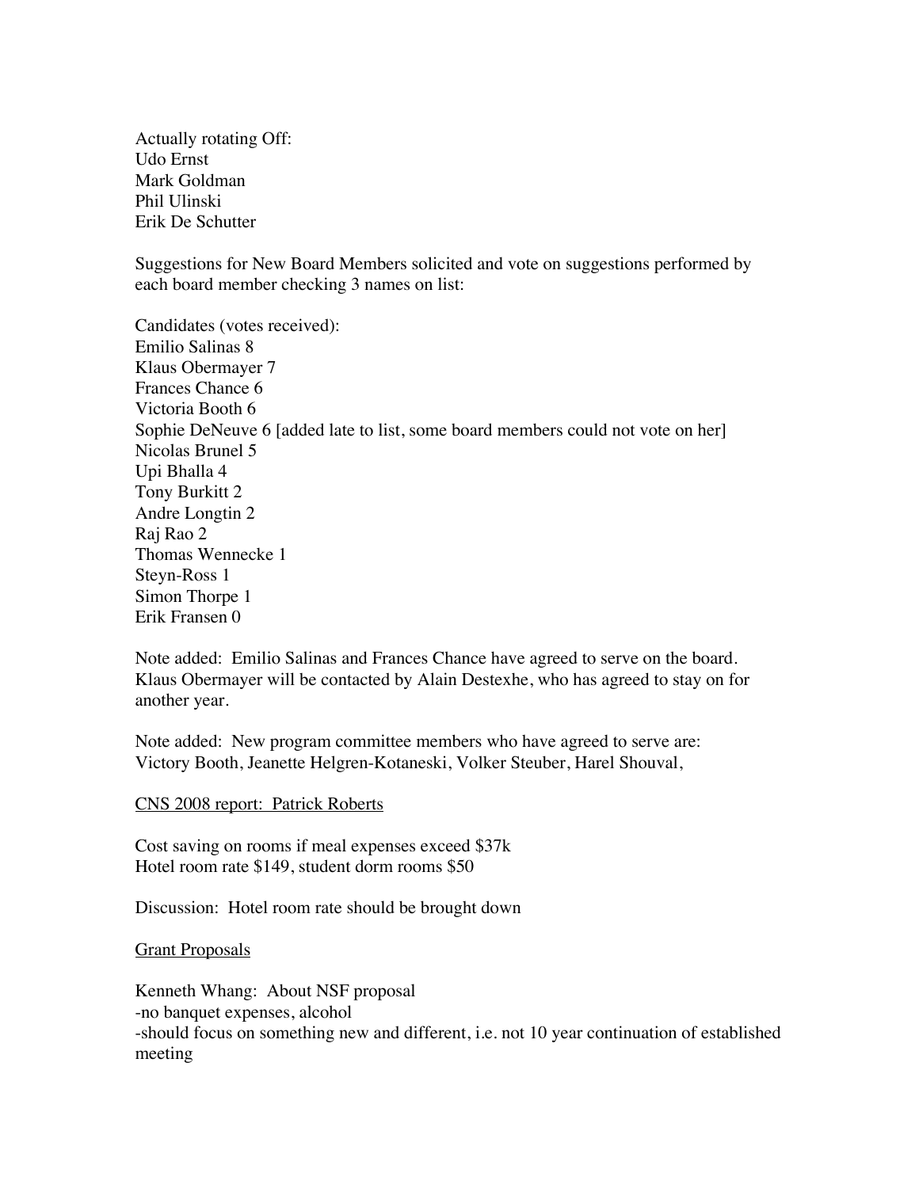Actually rotating Off:
Udo Ernst
Mark Goldman
Phil Ulinski
Erik De Schutter

Suggestions for New Board Members solicited and vote on suggestions performed by each board member checking 3 names on list:

Candidates (votes received):
Emilio Salinas 8
Klaus Obermayer 7
Frances Chance 6
Victoria Booth 6
Sophie DeNeuve 6 [added late to list, some board members could not vote on her]
Nicolas Brunel 5
Upi Bhalla 4
Tony Burkitt 2
Andre Longtin 2
Raj Rao 2
Thomas Wennecke 1
Steyn-Ross 1
Simon Thorpe 1
Erik Fransen 0

Note added: Emilio Salinas and Frances Chance have agreed to serve on the board. Klaus Obermayer will be contacted by Alain Destexhe, who has agreed to stay on for another year.

Note added: New program committee members who have agreed to serve are: Victory Booth, Jeanette Helgren-Kotaneski, Volker Steuber, Harel Shouval,

<u>CNS 2008 report: Patrick Roberts</u>

Cost saving on rooms if meal expenses exceed $37k
Hotel room rate $149, student dorm rooms $50

Discussion: Hotel room rate should be brought down

<u>Grant Proposals</u>

Kenneth Whang: About NSF proposal
-no banquet expenses, alcohol
-should focus on something new and different, i.e. not 10 year continuation of established meeting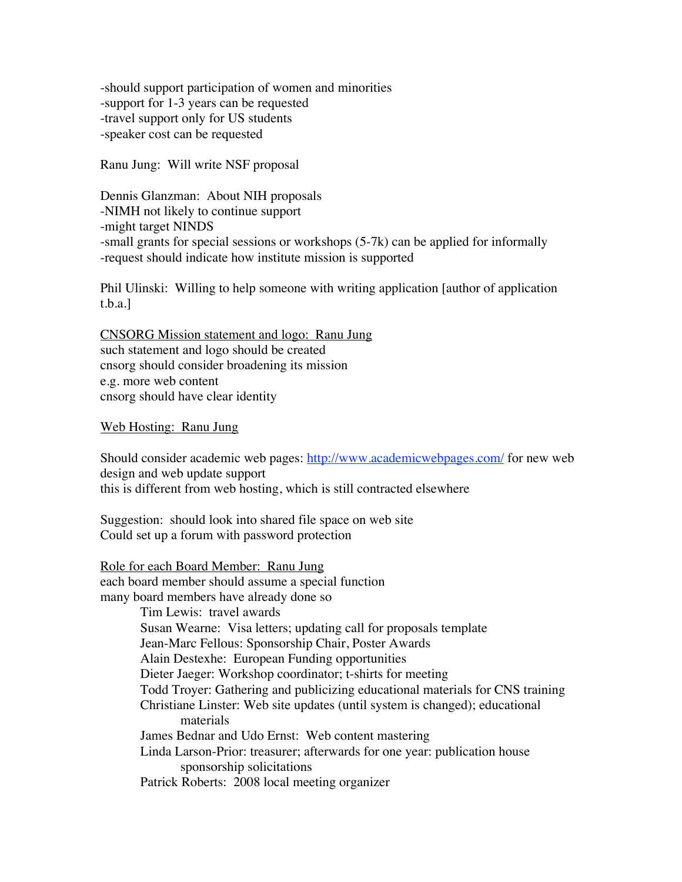-should support participation of women and minorities
-support for 1-3 years can be requested
-travel support only for US students
-speaker cost can be requested

Ranu Jung: Will write NSF proposal

Dennis Glanzman: About NIH proposals
-NIMH not likely to continue support
-might target NINDS
-small grants for special sessions or workshops (5-7k) can be applied for informally
-request should indicate how institute mission is supported

Phil Ulinski: Willing to help someone with writing application [author of application t.b.a.]

<u>CNSORG Mission statement and logo: Ranu Jung</u>
such statement and logo should be created
cnsorg should consider broadening its mission
e.g. more web content
cnsorg should have clear identity

<u>Web Hosting: Ranu Jung</u>

Should consider academic web pages: http://www.academicwebpages.com/ for new web design and web update support
this is different from web hosting, which is still contracted elsewhere

Suggestion: should look into shared file space on web site
Could set up a forum with password protection

<u>Role for each Board Member: Ranu Jung</u>
each board member should assume a special function
many board members have already done so

- Tim Lewis: travel awards
- Susan Wearne: Visa letters; updating call for proposals template
- Jean-Marc Fellous: Sponsorship Chair, Poster Awards
- Alain Destexhe: European Funding opportunities
- Dieter Jaeger: Workshop coordinator; t-shirts for meeting
- Todd Troyer: Gathering and publicizing educational materials for CNS training
- Christiane Linster: Web site updates (until system is changed); educational materials
- James Bednar and Udo Ernst: Web content mastering
- Linda Larson-Prior: treasurer; afterwards for one year: publication house sponsorship solicitations
- Patrick Roberts: 2008 local meeting organizer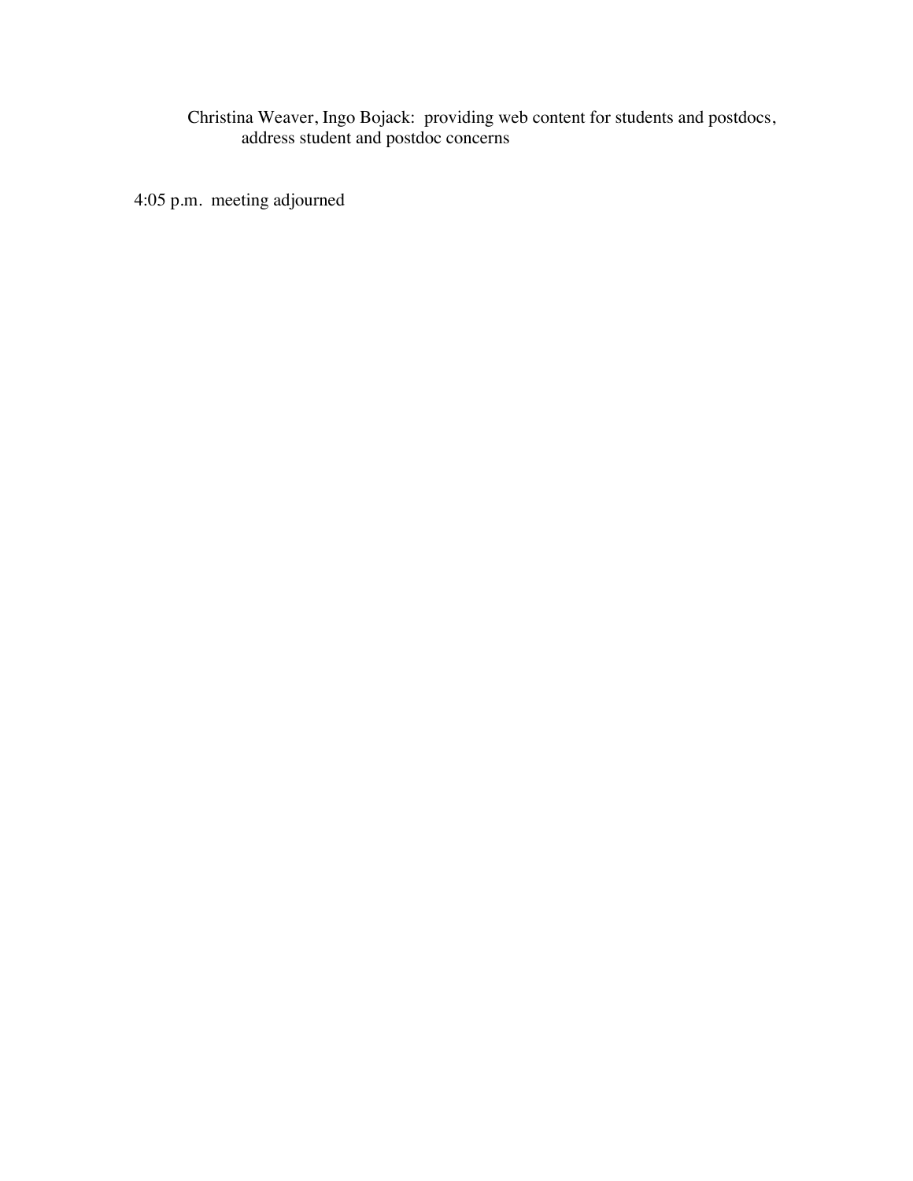Christina Weaver, Ingo Bojack: providing web content for students and postdocs, address student and postdoc concerns

4:05 p.m. meeting adjourned